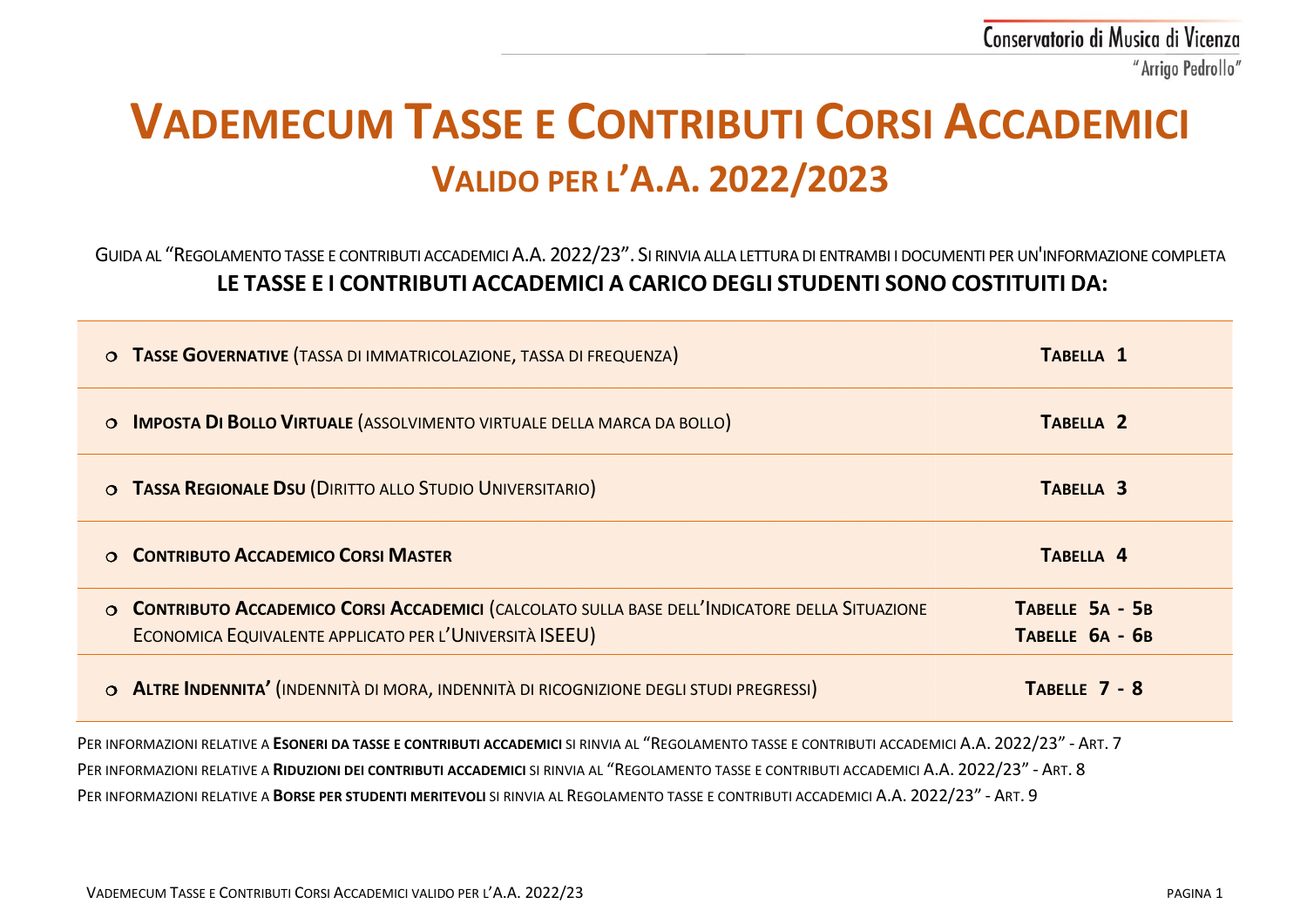# VADEMECUM TASSE E CONTRIBUTI CORSI ACCADEMICI

## VALIDO PER L'A.A. 2022/2023

GUIDA AL "REGOLAMENTO TASSE E CONTRIBUTI ACCADEMICI A.A. 2022/23". SI RINVIA ALLA LETTURA DI ENTRAMBI I DOCUMENTI PER UN'INFORMAZIONE COMPLETA

**LE TASSE E I CONTRIBUTI ACCADEMICI A CARICO DEGLI STUDENTI SONO COSTITUITI DA:**

| Voce | Tabella |
|---|---|
| **TASSE GOVERNATIVE** (TASSA DI IMMATRICOLAZIONE, TASSA DI FREQUENZA) | **TABELLA 1** |
| **IMPOSTA DI BOLLO VIRTUALE** (ASSOLVIMENTO VIRTUALE DELLA MARCA DA BOLLO) | **TABELLA 2** |
| **TASSA REGIONALE DSU** (DIRITTO ALLO STUDIO UNIVERSITARIO) | **TABELLA 3** |
| **CONTRIBUTO ACCADEMICO CORSI MASTER** | **TABELLA 4** |
| **CONTRIBUTO ACCADEMICO CORSI ACCADEMICI** (CALCOLATO SULLA BASE DELL'INDICATORE DELLA SITUAZIONE ECONOMICA EQUIVALENTE APPLICATO PER L'UNIVERSITÀ ISEEU) | **TABELLE 5A - 5B**<br>**TABELLE 6A - 6B** |
| **ALTRE INDENNITA'** (INDENNITÀ DI MORA, INDENNITÀ DI RICOGNIZIONE DEGLI STUDI PREGRESSI) | **TABELLE 7 - 8** |

PER INFORMAZIONI RELATIVE A **ESONERI DA TASSE E CONTRIBUTI ACCADEMICI** SI RINVIA AL "REGOLAMENTO TASSE E CONTRIBUTI ACCADEMICI A.A. 2022/23" - ART. 7

PER INFORMAZIONI RELATIVE A **RIDUZIONI DEI CONTRIBUTI ACCADEMICI** SI RINVIA AL "REGOLAMENTO TASSE E CONTRIBUTI ACCADEMICI A.A. 2022/23" - ART. 8

PER INFORMAZIONI RELATIVE A **BORSE PER STUDENTI MERITEVOLI** SI RINVIA AL REGOLAMENTO TASSE E CONTRIBUTI ACCADEMICI A.A. 2022/23" - ART. 9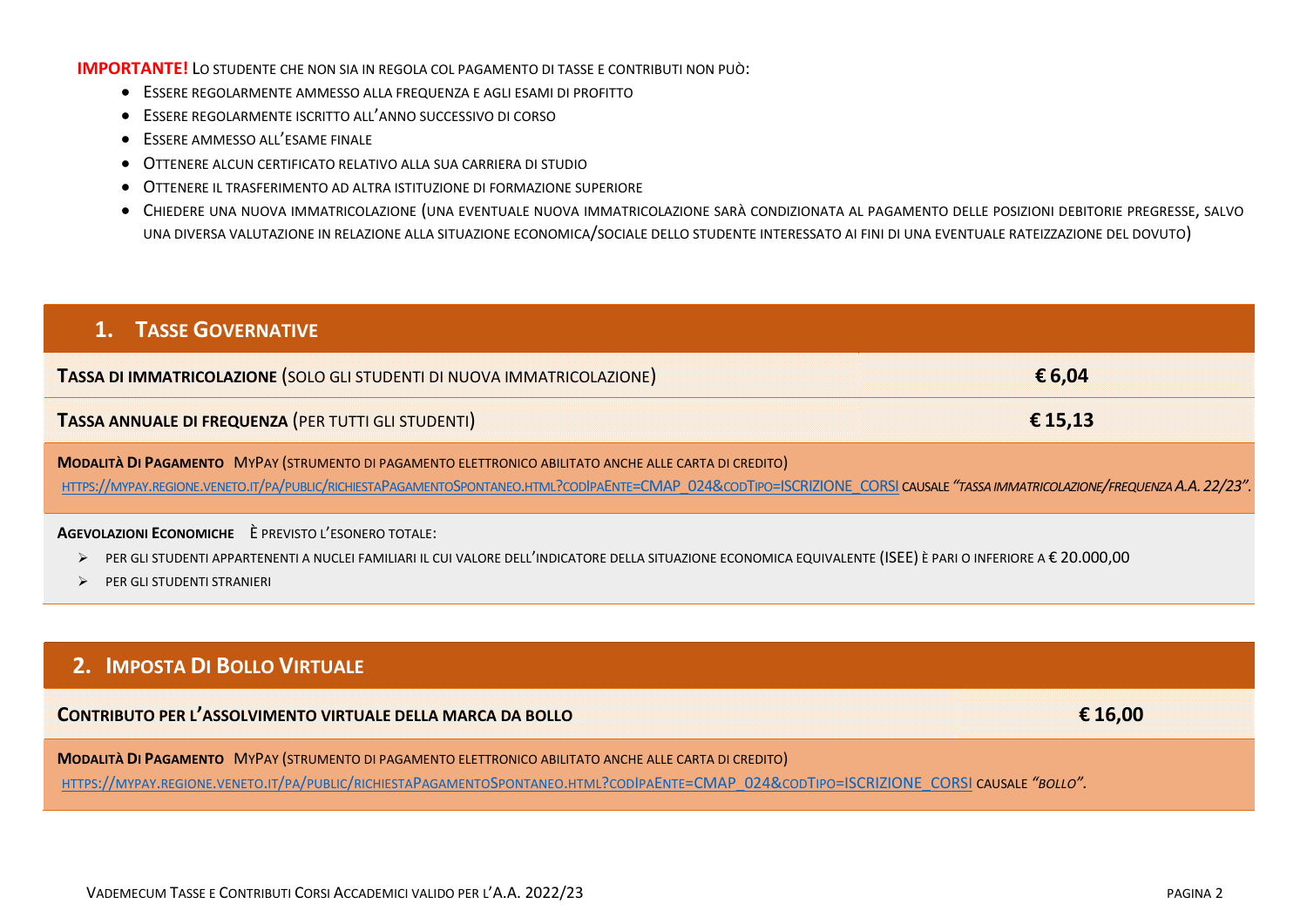**IMPORTANTE!** Lo studente che non sia in regola col pagamento di tasse e contributi non può:

- Essere regolarmente ammesso alla frequenza e agli esami di profitto
- Essere regolarmente iscritto all'anno successivo di corso
- Essere ammesso all'esame finale
- Ottenere alcun certificato relativo alla sua carriera di studio
- Ottenere il trasferimento ad altra istituzione di formazione superiore
- Chiedere una nuova immatricolazione (una eventuale nuova immatricolazione sarà condizionata al pagamento delle posizioni debitorie pregresse, salvo una diversa valutazione in relazione alla situazione economica/sociale dello studente interessato ai fini di una eventuale rateizzazione del dovuto)

## 1. Tasse Governative

| | |
|---|---|
| **Tassa di immatricolazione** (solo gli studenti di nuova immatricolazione) | **€ 6,04** |
| **Tassa annuale di frequenza** (per tutti gli studenti) | **€ 15,13** |

**Modalità Di Pagamento** MyPay (strumento di pagamento elettronico abilitato anche alle carta di credito)
https://mypay.regione.veneto.it/pa/public/richiestaPagamentoSpontaneo.html?codIpaEnte=CMAP_024&codTipo=ISCRIZIONE_CORSI causale *"tassa immatricolazione/frequenza A.A. 22/23"*.

**Agevolazioni Economiche** È previsto l'esonero totale:

- per gli studenti appartenenti a nuclei familiari il cui valore dell'indicatore della situazione economica equivalente (ISEE) è pari o inferiore a € 20.000,00
- per gli studenti stranieri

## 2. Imposta Di Bollo Virtuale

| | |
|---|---|
| **Contributo per l'assolvimento virtuale della marca da bollo** | **€ 16,00** |

**Modalità Di Pagamento** MyPay (strumento di pagamento elettronico abilitato anche alle carta di credito)
https://mypay.regione.veneto.it/pa/public/richiestaPagamentoSpontaneo.html?codIpaEnte=CMAP_024&codTipo=ISCRIZIONE_CORSI causale *"bollo"*.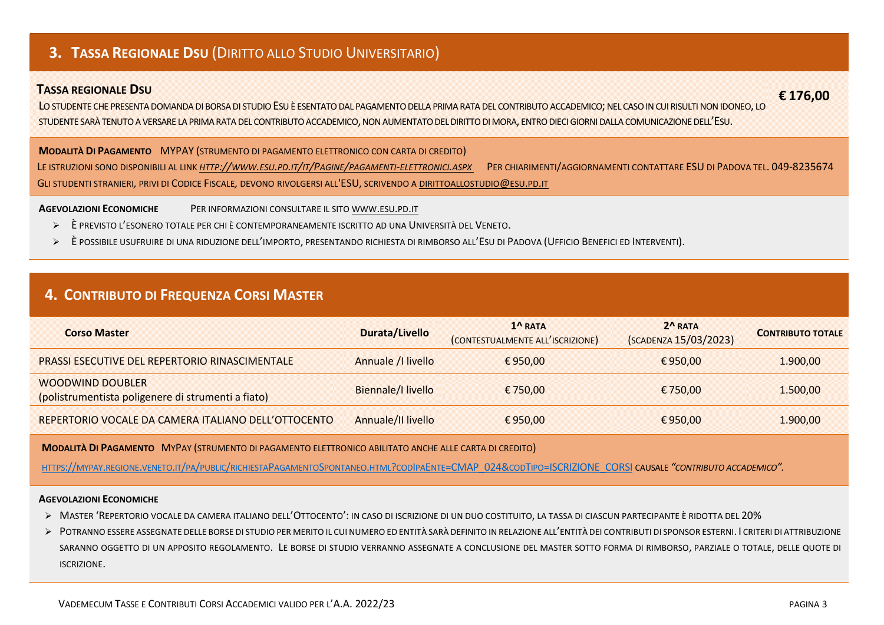## 3. Tassa Regionale Dsu (Diritto allo Studio Universitario)

**Tassa regionale Dsu** **€ 176,00**

Lo studente che presenta domanda di borsa di studio Esu è esentato dal pagamento della prima rata del contributo accademico; nel caso in cui risulti non idoneo, lo studente sarà tenuto a versare la prima rata del contributo accademico, non aumentato del diritto di mora, entro dieci giorni dalla comunicazione dell'Esu.

**Modalità Di Pagamento** MYPAY (strumento di pagamento elettronico con carta di credito)

Le istruzioni sono disponibili al link *http://www.esu.pd.it/it/Pagine/pagamenti-elettronici.aspx* Per chiarimenti/aggiornamenti contattare ESU di Padova tel. 049-8235674

Gli studenti stranieri, privi di Codice Fiscale, devono rivolgersi all'ESU, scrivendo a dirittoallostudio@esu.pd.it

**Agevolazioni Economiche** Per informazioni consultare il sito www.esu.pd.it

- È previsto l'esonero totale per chi è contemporaneamente iscritto ad una Università del Veneto.
- È possibile usufruire di una riduzione dell'importo, presentando richiesta di rimborso all'Esu di Padova (Ufficio Benefici ed Interventi).

## 4. Contributo di Frequenza Corsi Master

| Corso Master | Durata/Livello | 1^ rata (contestualmente all'iscrizione) | 2^ rata (scadenza 15/03/2023) | Contributo totale |
|---|---|---|---|---|
| PRASSI ESECUTIVE DEL REPERTORIO RINASCIMENTALE | Annuale /I livello | € 950,00 | € 950,00 | 1.900,00 |
| WOODWIND DOUBLER (polistrumentista poligenere di strumenti a fiato) | Biennale/I livello | € 750,00 | € 750,00 | 1.500,00 |
| REPERTORIO VOCALE DA CAMERA ITALIANO DELL'OTTOCENTO | Annuale/II livello | € 950,00 | € 950,00 | 1.900,00 |

**Modalità Di Pagamento** MyPay (strumento di pagamento elettronico abilitato anche alle carta di credito)

https://mypay.regione.veneto.it/pa/public/richiestaPagamentoSpontaneo.html?codIpaEnte=CMAP_024&codTipo=ISCRIZIONE_CORSI causale *"contributo accademico".*

**Agevolazioni Economiche**

- Master 'Repertorio vocale da camera italiano dell'Ottocento': in caso di iscrizione di un duo costituito, la tassa di ciascun partecipante è ridotta del 20%
- Potranno essere assegnate delle borse di studio per merito il cui numero ed entità sarà definito in relazione all'entità dei contributi di sponsor esterni. I criteri di attribuzione saranno oggetto di un apposito regolamento. Le borse di studio verranno assegnate a conclusione del master sotto forma di rimborso, parziale o totale, delle quote di iscrizione.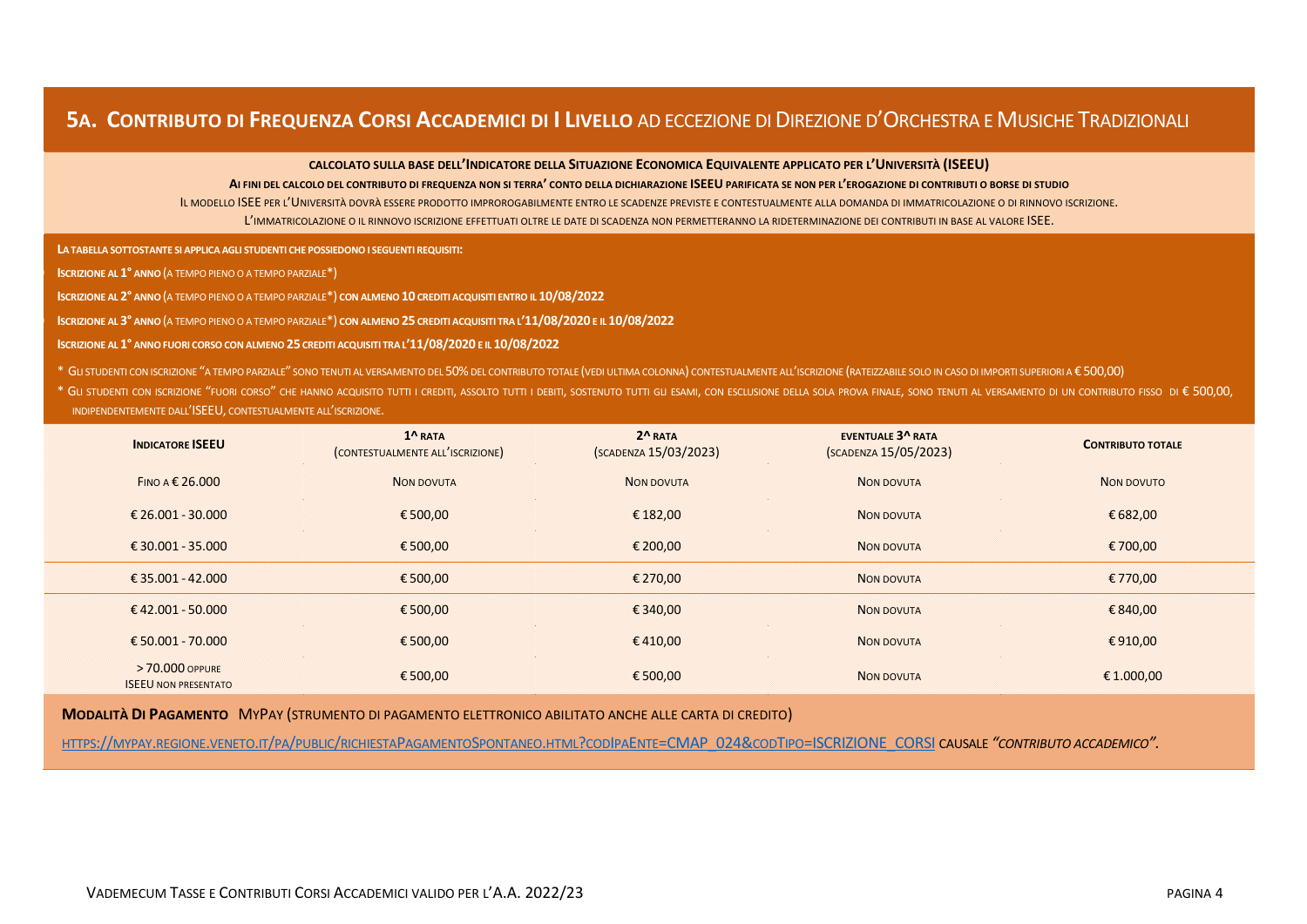## 5A. Contributo di Frequenza Corsi Accademici di I Livello ad eccezione di Direzione d'Orchestra e Musiche Tradizionali

**Calcolato sulla base dell'Indicatore della Situazione Economica Equivalente applicato per l'Università (ISEEU)**

**Ai fini del calcolo del contributo di frequenza non si terra' conto della dichiarazione ISEEU parificata se non per l'erogazione di contributi o borse di studio**

Il modello ISEE per l'Università dovrà essere prodotto improrogabilmente entro le scadenze previste e contestualmente alla domanda di immatricolazione o di rinnovo iscrizione.

L'immatricolazione o il rinnovo iscrizione effettuati oltre le date di scadenza non permetteranno la rideterminazione dei contributi in base al valore ISEE.

**La tabella sottostante si applica agli studenti che possiedono i seguenti requisiti:**

- **Iscrizione al 1° anno** (a tempo pieno o a tempo parziale*)
- **Iscrizione al 2° anno** (a tempo pieno o a tempo parziale*) **con almeno 10 crediti acquisiti entro il 10/08/2022**
- **Iscrizione al 3° anno** (a tempo pieno o a tempo parziale*) **con almeno 25 crediti acquisiti tra l'11/08/2020 e il 10/08/2022**
- **Iscrizione al 1° anno fuori corso con almeno 25 crediti acquisiti tra l'11/08/2020 e il 10/08/2022**

\* Gli studenti con iscrizione "a tempo parziale" sono tenuti al versamento del 50% del contributo totale (vedi ultima colonna) contestualmente all'iscrizione (rateizzabile solo in caso di importi superiori a € 500,00)

\* Gli studenti con iscrizione "fuori corso" che hanno acquisito tutti i crediti, assolto tutti i debiti, sostenuto tutti gli esami, con esclusione della sola prova finale, sono tenuti al versamento di un contributo fisso di € 500,00, indipendentemente dall'ISEEU, contestualmente all'iscrizione.

| Indicatore ISEEU | 1^ rata (contestualmente all'iscrizione) | 2^ rata (scadenza 15/03/2023) | Eventuale 3^ rata (scadenza 15/05/2023) | Contributo totale |
|---|---|---|---|---|
| Fino a € 26.000 | Non dovuta | Non dovuta | Non dovuta | Non dovuto |
| € 26.001 - 30.000 | € 500,00 | € 182,00 | Non dovuta | € 682,00 |
| € 30.001 - 35.000 | € 500,00 | € 200,00 | Non dovuta | € 700,00 |
| € 35.001 - 42.000 | € 500,00 | € 270,00 | Non dovuta | € 770,00 |
| € 42.001 - 50.000 | € 500,00 | € 340,00 | Non dovuta | € 840,00 |
| € 50.001 - 70.000 | € 500,00 | € 410,00 | Non dovuta | € 910,00 |
| > 70.000 oppure ISEEU non presentato | € 500,00 | € 500,00 | Non dovuta | € 1.000,00 |

**Modalità di Pagamento** MyPay (strumento di pagamento elettronico abilitato anche alle carta di credito)

https://mypay.regione.veneto.it/pa/public/richiestaPagamentoSpontaneo.html?codIpaEnte=CMAP_024&codTipo=ISCRIZIONE_CORSI causale *"contributo accademico"*.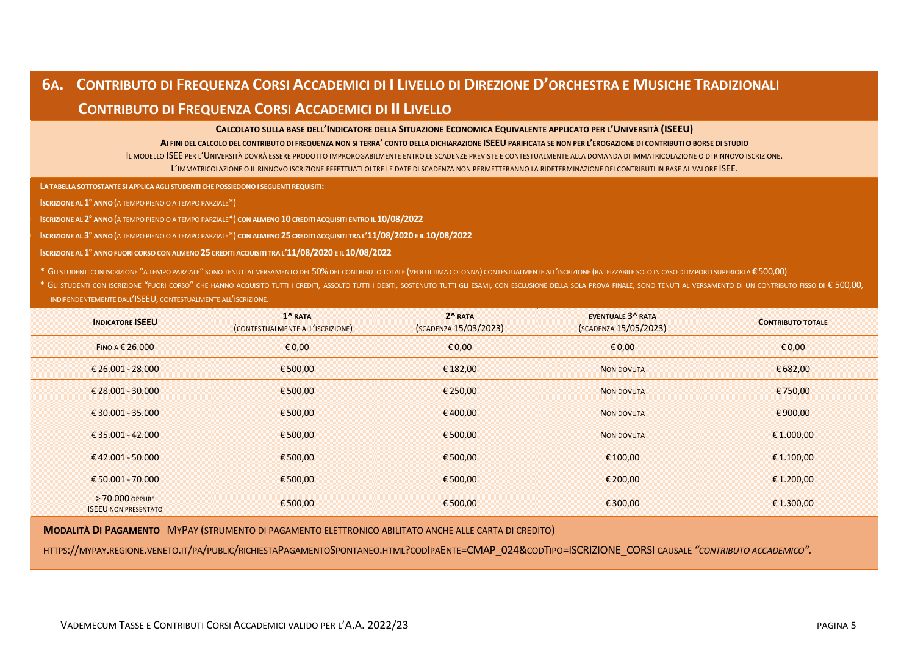## 6a. Contributo di Frequenza Corsi Accademici di I Livello di Direzione d'Orchestra e Musiche Tradizionali

## Contributo di Frequenza Corsi Accademici di II Livello

**Calcolato sulla base dell'Indicatore della Situazione Economica Equivalente applicato per l'Università (ISEEU)**

**Ai fini del calcolo del contributo di frequenza non si terra' conto della dichiarazione ISEEU parificata se non per l'erogazione di contributi o borse di studio**

Il modello ISEE per l'Università dovrà essere prodotto improrogabilmente entro le scadenze previste e contestualmente alla domanda di immatricolazione o di rinnovo iscrizione.

L'immatricolazione o il rinnovo iscrizione effettuati oltre le date di scadenza non permetteranno la rideterminazione dei contributi in base al valore ISEE.

**La tabella sottostante si applica agli studenti che possiedono i seguenti requisiti:**

**Iscrizione al 1° anno** (a tempo pieno o a tempo parziale*)

**Iscrizione al 2° anno** (a tempo pieno o a tempo parziale*) **con almeno 10 crediti acquisiti entro il 10/08/2022**

**Iscrizione al 3° anno** (a tempo pieno o a tempo parziale*) **con almeno 25 crediti acquisiti tra l'11/08/2020 e il 10/08/2022**

**Iscrizione al 1° anno fuori corso con almeno 25 crediti acquisiti tra l'11/08/2020 e il 10/08/2022**

\* Gli studenti con iscrizione "a tempo parziale" sono tenuti al versamento del 50% del contributo totale (vedi ultima colonna) contestualmente all'iscrizione (rateizzabile solo in caso di importi superiori a € 500,00)

\* Gli studenti con iscrizione "fuori corso" che hanno acquisito tutti i crediti, assolto tutti i debiti, sostenuto tutti gli esami, con esclusione della sola prova finale, sono tenuti al versamento di un contributo fisso di € 500,00, indipendentemente dall'ISEEU, contestualmente all'iscrizione.

| **Indicatore ISEEU** | **1^ rata** (contestualmente all'iscrizione) | **2^ rata** (scadenza 15/03/2023) | **eventuale 3^ rata** (scadenza 15/05/2023) | **Contributo totale** |
|---|---|---|---|---|
| Fino a € 26.000 | € 0,00 | € 0,00 | € 0,00 | € 0,00 |
| € 26.001 - 28.000 | € 500,00 | € 182,00 | Non dovuta | € 682,00 |
| € 28.001 - 30.000 | € 500,00 | € 250,00 | Non dovuta | € 750,00 |
| € 30.001 - 35.000 | € 500,00 | € 400,00 | Non dovuta | € 900,00 |
| € 35.001 - 42.000 | € 500,00 | € 500,00 | Non dovuta | € 1.000,00 |
| € 42.001 - 50.000 | € 500,00 | € 500,00 | € 100,00 | € 1.100,00 |
| € 50.001 - 70.000 | € 500,00 | € 500,00 | € 200,00 | € 1.200,00 |
| > 70.000 oppure ISEEU non presentato | € 500,00 | € 500,00 | € 300,00 | € 1.300,00 |

**Modalità di Pagamento** MyPay (strumento di pagamento elettronico abilitato anche alle carta di credito)

https://mypay.regione.veneto.it/pa/public/richiestaPagamentoSpontaneo.html?codIpaEnte=CMAP_024&codTipo=ISCRIZIONE_CORSI causale *"contributo accademico".*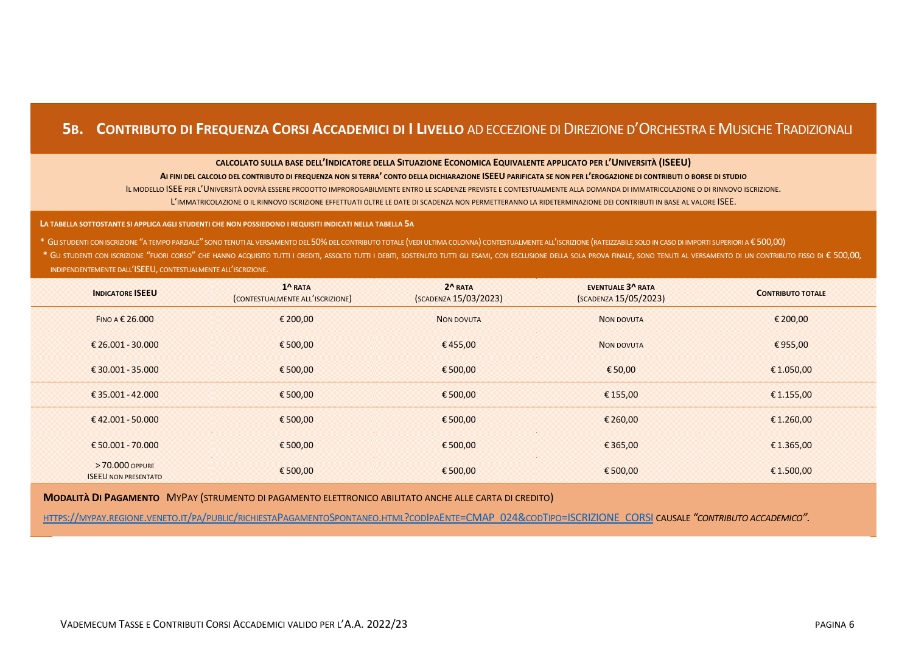## 5B. Contributo di Frequenza Corsi Accademici di I Livello ad eccezione di Direzione d'Orchestra e Musiche Tradizionali

**Calcolato sulla base dell'Indicatore della Situazione Economica Equivalente applicato per l'Università (ISEEU)**

**Ai fini del calcolo del contributo di frequenza non si terra' conto della dichiarazione ISEEU parificata se non per l'erogazione di contributi o borse di studio**

Il modello ISEE per l'Università dovrà essere prodotto improrogabilmente entro le scadenze previste e contestualmente alla domanda di immatricolazione o di rinnovo iscrizione.

L'immatricolazione o il rinnovo iscrizione effettuati oltre le date di scadenza non permetteranno la rideterminazione dei contributi in base al valore ISEE.

**La tabella sottostante si applica agli studenti che non possiedono i requisiti indicati nella tabella 5A**

* Gli studenti con iscrizione "a tempo parziale" sono tenuti al versamento del 50% del contributo totale (vedi ultima colonna) contestualmente all'iscrizione (rateizzabile solo in caso di importi superiori a € 500,00)

* Gli studenti con iscrizione "fuori corso" che hanno acquisito tutti i crediti, assolto tutti i debiti, sostenuto tutti gli esami, con esclusione della sola prova finale, sono tenuti al versamento di un contributo fisso di € 500,00, indipendentemente dall'ISEEU, contestualmente all'iscrizione.

| Indicatore ISEEU | 1^ rata (contestualmente all'iscrizione) | 2^ rata (scadenza 15/03/2023) | Eventuale 3^ rata (scadenza 15/05/2023) | Contributo totale |
|---|---|---|---|---|
| Fino a € 26.000 | € 200,00 | Non dovuta | Non dovuta | € 200,00 |
| € 26.001 - 30.000 | € 500,00 | € 455,00 | Non dovuta | € 955,00 |
| € 30.001 - 35.000 | € 500,00 | € 500,00 | € 50,00 | € 1.050,00 |
| € 35.001 - 42.000 | € 500,00 | € 500,00 | € 155,00 | € 1.155,00 |
| € 42.001 - 50.000 | € 500,00 | € 500,00 | € 260,00 | € 1.260,00 |
| € 50.001 - 70.000 | € 500,00 | € 500,00 | € 365,00 | € 1.365,00 |
| > 70.000 oppure ISEEU non presentato | € 500,00 | € 500,00 | € 500,00 | € 1.500,00 |

**Modalità di Pagamento** MyPay (strumento di pagamento elettronico abilitato anche alle carta di credito)

https://mypay.regione.veneto.it/pa/public/richiestaPagamentoSpontaneo.html?codIpaEnte=CMAP_024&codTipo=ISCRIZIONE_CORSI causale *"contributo accademico"*.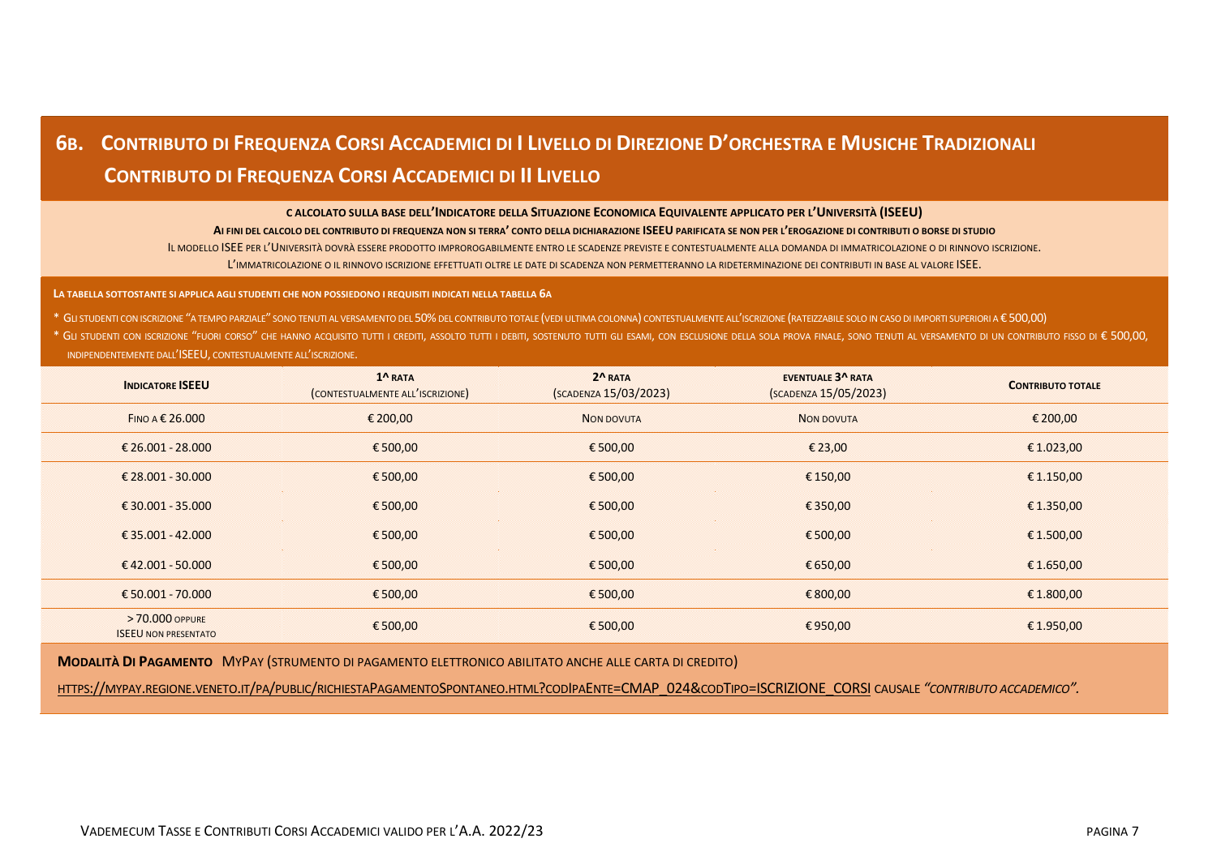## 6B. Contributo di Frequenza Corsi Accademici di I Livello di Direzione d'Orchestra e Musiche Tradizionali

## Contributo di Frequenza Corsi Accademici di II Livello

**Calcolato sulla base dell'Indicatore della Situazione Economica Equivalente applicato per l'Università (ISEEU)**

**Ai fini del calcolo del contributo di frequenza non si terra' conto della dichiarazione ISEEU parificata se non per l'erogazione di contributi o borse di studio**

Il modello ISEE per l'Università dovrà essere prodotto improrogabilmente entro le scadenze previste e contestualmente alla domanda di immatricolazione o di rinnovo iscrizione.

L'immatricolazione o il rinnovo iscrizione effettuati oltre le date di scadenza non permetteranno la rideterminazione dei contributi in base al valore ISEE.

**La tabella sottostante si applica agli studenti che non possiedono i requisiti indicati nella tabella 6A**

* Gli studenti con iscrizione "a tempo parziale" sono tenuti al versamento del 50% del contributo totale (vedi ultima colonna) contestualmente all'iscrizione (rateizzabile solo in caso di importi superiori a € 500,00)

* Gli studenti con iscrizione "fuori corso" che hanno acquisito tutti i crediti, assolto tutti i debiti, sostenuto tutti gli esami, con esclusione della sola prova finale, sono tenuti al versamento di un contributo fisso di € 500,00, indipendentemente dall'ISEEU, contestualmente all'iscrizione.

| Indicatore ISEEU | 1^ rata (contestualmente all'iscrizione) | 2^ rata (scadenza 15/03/2023) | Eventuale 3^ rata (scadenza 15/05/2023) | Contributo totale |
|---|---|---|---|---|
| Fino a € 26.000 | € 200,00 | Non dovuta | Non dovuta | € 200,00 |
| € 26.001 - 28.000 | € 500,00 | € 500,00 | € 23,00 | € 1.023,00 |
| € 28.001 - 30.000 | € 500,00 | € 500,00 | € 150,00 | € 1.150,00 |
| € 30.001 - 35.000 | € 500,00 | € 500,00 | € 350,00 | € 1.350,00 |
| € 35.001 - 42.000 | € 500,00 | € 500,00 | € 500,00 | € 1.500,00 |
| € 42.001 - 50.000 | € 500,00 | € 500,00 | € 650,00 | € 1.650,00 |
| € 50.001 - 70.000 | € 500,00 | € 500,00 | € 800,00 | € 1.800,00 |
| > 70.000 oppure ISEEU non presentato | € 500,00 | € 500,00 | € 950,00 | € 1.950,00 |

**Modalità di Pagamento** MyPay (strumento di pagamento elettronico abilitato anche alle carta di credito)

https://mypay.regione.veneto.it/pa/public/richiestaPagamentoSpontaneo.html?codIpaEnte=CMAP_024&codTipo=ISCRIZIONE_CORSI causale *"contributo accademico".*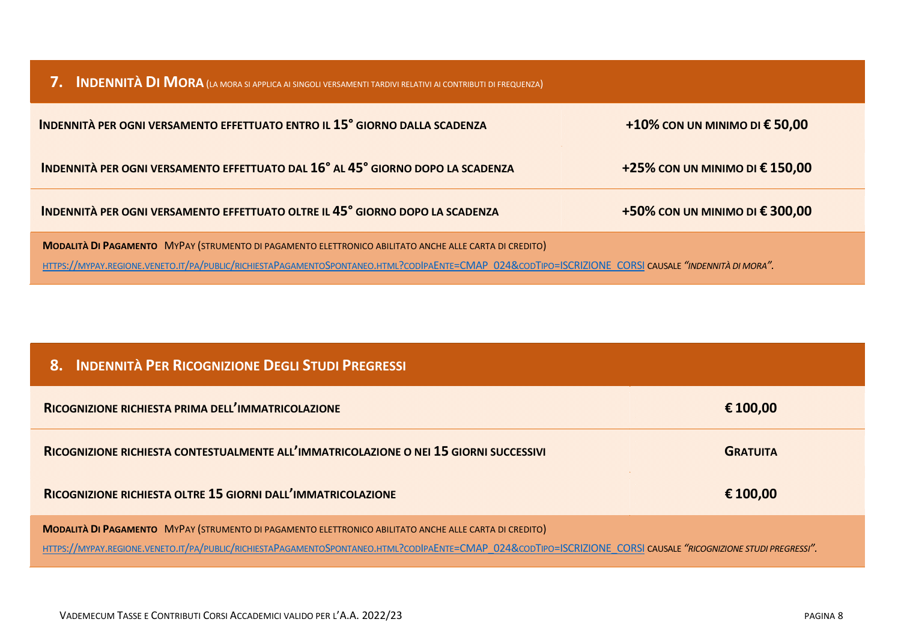## 7. Indennità Di Mora (la mora si applica ai singoli versamenti tardivi relativi ai contributi di frequenza)

| | |
|---|---|
| **Indennità per ogni versamento effettuato entro il 15° giorno dalla scadenza** | **+10% con un minimo di € 50,00** |
| **Indennità per ogni versamento effettuato dal 16° al 45° giorno dopo la scadenza** | **+25% con un minimo di € 150,00** |
| **Indennità per ogni versamento effettuato oltre il 45° giorno dopo la scadenza** | **+50% con un minimo di € 300,00** |

**Modalità Di Pagamento** MyPay (strumento di pagamento elettronico abilitato anche alle carta di credito)

https://mypay.regione.veneto.it/pa/public/richiestaPagamentoSpontaneo.html?codIpaEnte=CMAP_024&codTipo=ISCRIZIONE_CORSI causale *"indennità di mora"*.

## 8. Indennità Per Ricognizione Degli Studi Pregressi

| | |
|---|---|
| **Ricognizione richiesta prima dell'immatricolazione** | **€ 100,00** |
| **Ricognizione richiesta contestualmente all'immatricolazione o nei 15 giorni successivi** | **Gratuita** |
| **Ricognizione richiesta oltre 15 giorni dall'immatricolazione** | **€ 100,00** |

**Modalità Di Pagamento** MyPay (strumento di pagamento elettronico abilitato anche alle carta di credito)

https://mypay.regione.veneto.it/pa/public/richiestaPagamentoSpontaneo.html?codIpaEnte=CMAP_024&codTipo=ISCRIZIONE_CORSI causale *"ricognizione studi pregressi"*.